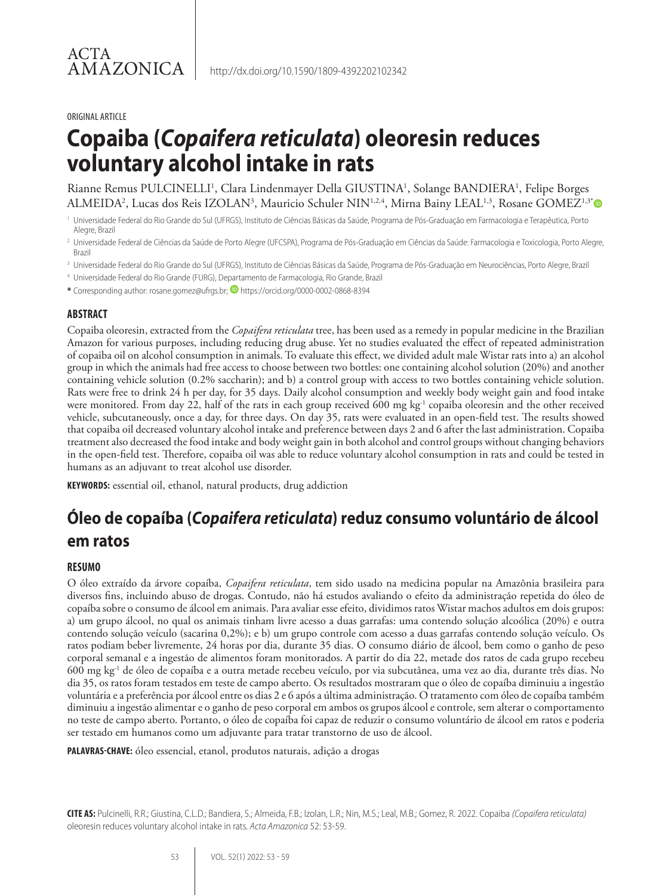ACTA AMAZONICA

http://dx.doi.org/10.1590/1809-4392202102342

ORIGINAL ARTICLE

# Copaiba (*Copaifera reticulata*) oleoresin reduces voluntary alcohol intake in rats

Rianne Remus PULCINELLI[1], Clara Lindenmayer Della GIUSTINA[1], Solange BANDIERA[1], Felipe Borges ALMEIDA[2], Lucas dos Reis IZOLAN[3], Mauricio Schuler NIN[1,2,4], Mirna Bainy LEAL[1,3], Rosane GOMEZ[1,3*]

[1] Universidade Federal do Rio Grande do Sul (UFRGS), Instituto de Ciências Básicas da Saúde, Programa de Pós-Graduação em Farmacologia e Terapêutica, Porto Alegre, Brazil

[2] Universidade Federal de Ciências da Saúde de Porto Alegre (UFCSPA), Programa de Pós-Graduação em Ciências da Saúde: Farmacologia e Toxicologia, Porto Alegre, Brazil

[3] Universidade Federal do Rio Grande do Sul (UFRGS), Instituto de Ciências Básicas da Saúde, Programa de Pós-Graduação em Neurociências, Porto Alegre, Brazil

[4] Universidade Federal do Rio Grande (FURG), Departamento de Farmacologia, Rio Grande, Brazil

* Corresponding author: rosane.gomez@ufrgs.br; https://orcid.org/0000-0002-0868-8394

## ABSTRACT

Copaiba oleoresin, extracted from the *Copaifera reticulata* tree, has been used as a remedy in popular medicine in the Brazilian Amazon for various purposes, including reducing drug abuse. Yet no studies evaluated the effect of repeated administration of copaiba oil on alcohol consumption in animals. To evaluate this effect, we divided adult male Wistar rats into a) an alcohol group in which the animals had free access to choose between two bottles: one containing alcohol solution (20%) and another containing vehicle solution (0.2% saccharin); and b) a control group with access to two bottles containing vehicle solution. Rats were free to drink 24 h per day, for 35 days. Daily alcohol consumption and weekly body weight gain and food intake were monitored. From day 22, half of the rats in each group received 600 mg $kg^{-1}$ copaiba oleoresin and the other received vehicle, subcutaneously, once a day, for three days. On day 35, rats were evaluated in an open-field test. The results showed that copaiba oil decreased voluntary alcohol intake and preference between days 2 and 6 after the last administration. Copaiba treatment also decreased the food intake and body weight gain in both alcohol and control groups without changing behaviors in the open-field test. Therefore, copaiba oil was able to reduce voluntary alcohol consumption in rats and could be tested in humans as an adjuvant to treat alcohol use disorder.

**KEYWORDS:** essential oil, ethanol, natural products, drug addiction

# Óleo de copaíba (*Copaifera reticulata*) reduz consumo voluntário de álcool em ratos

## RESUMO

O óleo extraído da árvore copaíba, *Copaifera reticulata*, tem sido usado na medicina popular na Amazônia brasileira para diversos fins, incluindo abuso de drogas. Contudo, não há estudos avaliando o efeito da administração repetida do óleo de copaíba sobre o consumo de álcool em animais. Para avaliar esse efeito, dividimos ratos Wistar machos adultos em dois grupos: a) um grupo álcool, no qual os animais tinham livre acesso a duas garrafas: uma contendo solução alcoólica (20%) e outra contendo solução veículo (sacarina 0,2%); e b) um grupo controle com acesso a duas garrafas contendo solução veículo. Os ratos podiam beber livremente, 24 horas por dia, durante 35 dias. O consumo diário de álcool, bem como o ganho de peso corporal semanal e a ingestão de alimentos foram monitorados. A partir do dia 22, metade dos ratos de cada grupo recebeu 600 mg $kg^{-1}$ de óleo de copaíba e a outra metade recebeu veículo, por via subcutânea, uma vez ao dia, durante três dias. No dia 35, os ratos foram testados em teste de campo aberto. Os resultados mostraram que o óleo de copaíba diminuiu a ingestão voluntária e a preferência por álcool entre os dias 2 e 6 após a última administração. O tratamento com óleo de copaíba também diminuiu a ingestão alimentar e o ganho de peso corporal em ambos os grupos álcool e controle, sem alterar o comportamento no teste de campo aberto. Portanto, o óleo de copaíba foi capaz de reduzir o consumo voluntário de álcool em ratos e poderia ser testado em humanos como um adjuvante para tratar transtorno de uso de álcool.

**PALAVRAS-CHAVE:** óleo essencial, etanol, produtos naturais, adição a drogas

**CITE AS:** Pulcinelli, R.R.; Giustina, C.L.D.; Bandiera, S.; Almeida, F.B.; Izolan, L.R.; Nin, M.S.; Leal, M.B.; Gomez, R. 2022. Copaiba *(Copaifera reticulata)* oleoresin reduces voluntary alcohol intake in rats. *Acta Amazonica* 52: 53-59.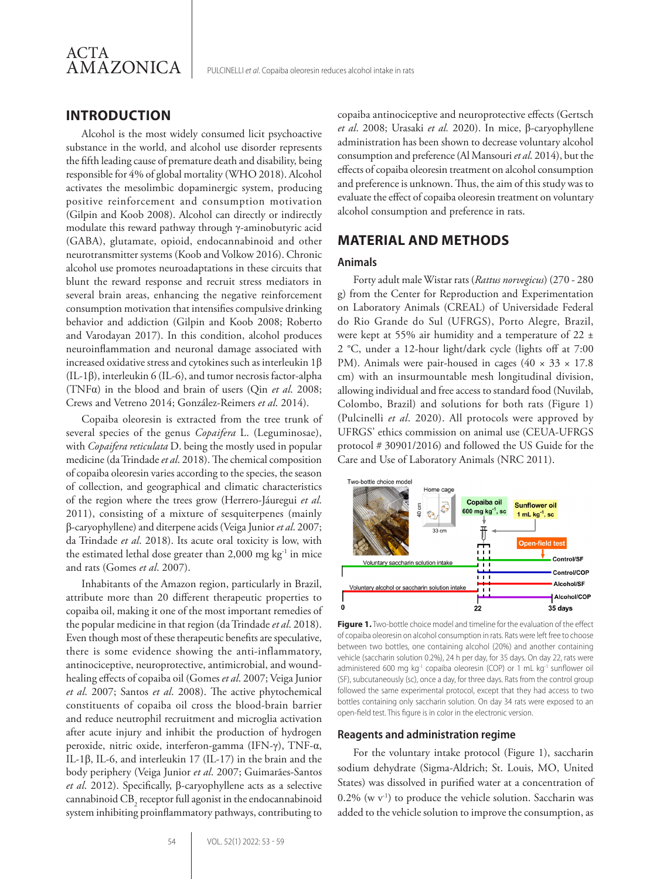## INTRODUCTION

Alcohol is the most widely consumed licit psychoactive substance in the world, and alcohol use disorder represents the fifth leading cause of premature death and disability, being responsible for 4% of global mortality (WHO 2018). Alcohol activates the mesolimbic dopaminergic system, producing positive reinforcement and consumption motivation (Gilpin and Koob 2008). Alcohol can directly or indirectly modulate this reward pathway through γ-aminobutyric acid (GABA), glutamate, opioid, endocannabinoid and other neurotransmitter systems (Koob and Volkow 2016). Chronic alcohol use promotes neuroadaptations in these circuits that blunt the reward response and recruit stress mediators in several brain areas, enhancing the negative reinforcement consumption motivation that intensifies compulsive drinking behavior and addiction (Gilpin and Koob 2008; Roberto and Varodayan 2017). In this condition, alcohol produces neuroinflammation and neuronal damage associated with increased oxidative stress and cytokines such as interleukin 1β (IL-1β), interleukin 6 (IL-6), and tumor necrosis factor-alpha (TNFα) in the blood and brain of users (Qin *et al.* 2008; Crews and Vetreno 2014; González-Reimers *et al.* 2014).

Copaiba oleoresin is extracted from the tree trunk of several species of the genus *Copaifera* L. (Leguminosae), with *Copaifera reticulata* D. being the mostly used in popular medicine (da Trindade *et al.* 2018). The chemical composition of copaiba oleoresin varies according to the species, the season of collection, and geographical and climatic characteristics of the region where the trees grow (Herrero-Jáuregui *et al.* 2011), consisting of a mixture of sesquiterpenes (mainly β-caryophyllene) and diterpene acids (Veiga Junior *et al.* 2007; da Trindade *et al.* 2018). Its acute oral toxicity is low, with the estimated lethal dose greater than 2,000 mg $kg^{-1}$ in mice and rats (Gomes *et al.* 2007).

Inhabitants of the Amazon region, particularly in Brazil, attribute more than 20 different therapeutic properties to copaiba oil, making it one of the most important remedies of the popular medicine in that region (da Trindade *et al.* 2018). Even though most of these therapeutic benefits are speculative, there is some evidence showing the anti-inflammatory, antinociceptive, neuroprotective, antimicrobial, and wound-healing effects of copaiba oil (Gomes *et al.* 2007; Veiga Junior *et al.* 2007; Santos *et al.* 2008). The active phytochemical constituents of copaiba oil cross the blood-brain barrier and reduce neutrophil recruitment and microglia activation after acute injury and inhibit the production of hydrogen peroxide, nitric oxide, interferon-gamma (IFN-γ), TNF-α, IL-1β, IL-6, and interleukin 17 (IL-17) in the brain and the body periphery (Veiga Junior *et al.* 2007; Guimarães-Santos *et al.* 2012). Specifically, β-caryophyllene acts as a selective cannabinoid $CB_2$ receptor full agonist in the endocannabinoid system inhibiting proinflammatory pathways, contributing to copaiba antinociceptive and neuroprotective effects (Gertsch *et al.* 2008; Urasaki *et al.* 2020). In mice, β-caryophyllene administration has been shown to decrease voluntary alcohol consumption and preference (Al Mansouri *et al.* 2014), but the effects of copaiba oleoresin treatment on alcohol consumption and preference is unknown. Thus, the aim of this study was to evaluate the effect of copaiba oleoresin treatment on voluntary alcohol consumption and preference in rats.

## MATERIAL AND METHODS

### Animals

Forty adult male Wistar rats (*Rattus norvegicus*) (270 - 280 g) from the Center for Reproduction and Experimentation on Laboratory Animals (CREAL) of Universidade Federal do Rio Grande do Sul (UFRGS), Porto Alegre, Brazil, were kept at 55% air humidity and a temperature of 22 ± 2 °C, under a 12-hour light/dark cycle (lights off at 7:00 PM). Animals were pair-housed in cages (40 × 33 × 17.8 cm) with an insurmountable mesh longitudinal division, allowing individual and free access to standard food (Nuvilab, Colombo, Brazil) and solutions for both rats (Figure 1) (Pulcinelli *et al.* 2020). All protocols were approved by UFRGS' ethics commission on animal use (CEUA-UFRGS protocol # 30901/2016) and followed the US Guide for the Care and Use of Laboratory Animals (NRC 2011).

**Figure 1.** Two-bottle choice model and timeline for the evaluation of the effect of copaiba oleoresin on alcohol consumption in rats. Rats were left free to choose between two bottles, one containing alcohol (20%) and another containing vehicle (saccharin solution 0.2%), 24 h per day, for 35 days. On day 22, rats were administered 600 mg $kg^{-1}$ copaiba oleoresin (COP) or 1 mL $kg^{-1}$ sunflower oil (SF), subcutaneously (sc), once a day, for three days. Rats from the control group followed the same experimental protocol, except that they had access to two bottles containing only saccharin solution. On day 34 rats were exposed to an open-field test. This figure is in color in the electronic version.

### Reagents and administration regime

For the voluntary intake protocol (Figure 1), saccharin sodium dehydrate (Sigma-Aldrich; St. Louis, MO, United States) was dissolved in purified water at a concentration of 0.2% (w $v^{-1}$) to produce the vehicle solution. Saccharin was added to the vehicle solution to improve the consumption, as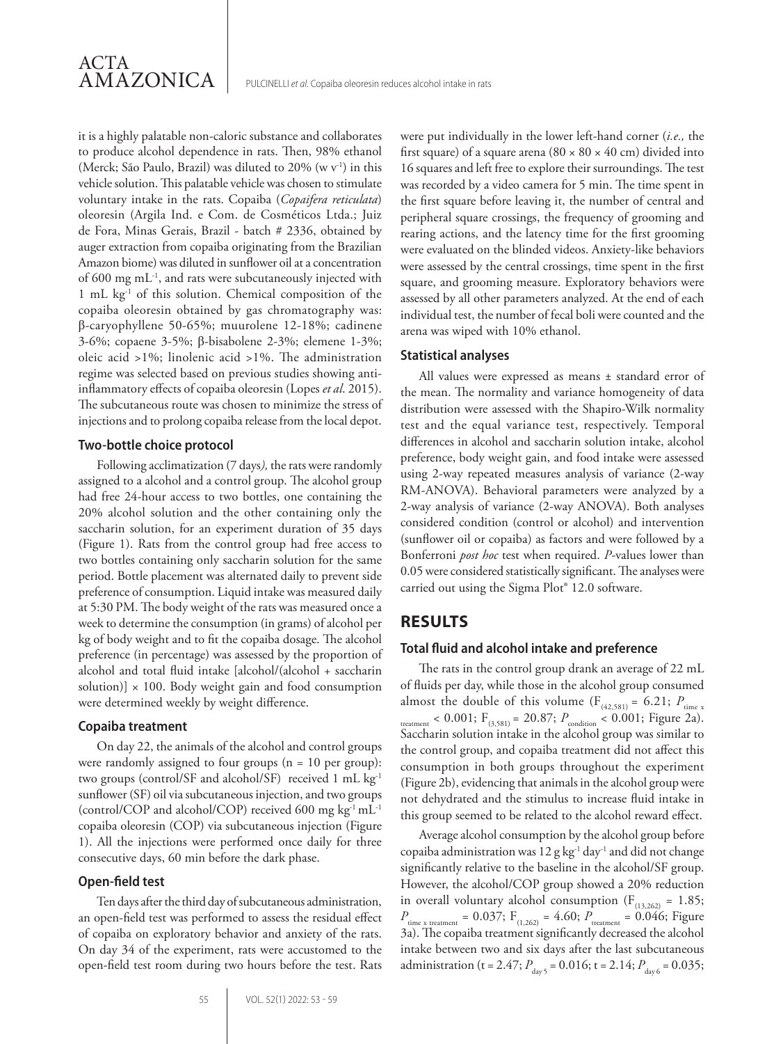it is a highly palatable non-caloric substance and collaborates to produce alcohol dependence in rats. Then, 98% ethanol (Merck; São Paulo, Brazil) was diluted to 20% (w $v^{-1}$) in this vehicle solution. This palatable vehicle was chosen to stimulate voluntary intake in the rats. Copaiba (*Copaifera reticulata*) oleoresin (Argila Ind. e Com. de Cosméticos Ltda.; Juiz de Fora, Minas Gerais, Brazil - batch # 2336, obtained by auger extraction from copaiba originating from the Brazilian Amazon biome) was diluted in sunflower oil at a concentration of 600 mg $mL^{-1}$, and rats were subcutaneously injected with 1 mL $kg^{-1}$ of this solution. Chemical composition of the copaiba oleoresin obtained by gas chromatography was: β-caryophyllene 50-65%; muurolene 12-18%; cadinene 3-6%; copaene 3-5%; β-bisabolene 2-3%; elemene 1-3%; oleic acid >1%; linolenic acid >1%. The administration regime was selected based on previous studies showing anti-inflammatory effects of copaiba oleoresin (Lopes *et al*. 2015). The subcutaneous route was chosen to minimize the stress of injections and to prolong copaiba release from the local depot.

### Two-bottle choice protocol

Following acclimatization (7 days*),* the rats were randomly assigned to a alcohol and a control group. The alcohol group had free 24-hour access to two bottles, one containing the 20% alcohol solution and the other containing only the saccharin solution, for an experiment duration of 35 days (Figure 1). Rats from the control group had free access to two bottles containing only saccharin solution for the same period. Bottle placement was alternated daily to prevent side preference of consumption. Liquid intake was measured daily at 5:30 PM. The body weight of the rats was measured once a week to determine the consumption (in grams) of alcohol per kg of body weight and to fit the copaiba dosage. The alcohol preference (in percentage) was assessed by the proportion of alcohol and total fluid intake [alcohol/(alcohol + saccharin solution)] × 100. Body weight gain and food consumption were determined weekly by weight difference.

### Copaiba treatment

On day 22, the animals of the alcohol and control groups were randomly assigned to four groups (n = 10 per group): two groups (control/SF and alcohol/SF) received 1 mL $kg^{-1}$ sunflower (SF) oil via subcutaneous injection, and two groups (control/COP and alcohol/COP) received 600 mg $kg^{-1}$ $mL^{-1}$ copaiba oleoresin (COP) via subcutaneous injection (Figure 1). All the injections were performed once daily for three consecutive days, 60 min before the dark phase.

### Open-field test

Ten days after the third day of subcutaneous administration, an open-field test was performed to assess the residual effect of copaiba on exploratory behavior and anxiety of the rats. On day 34 of the experiment, rats were accustomed to the open-field test room during two hours before the test. Rats were put individually in the lower left-hand corner (*i.e.,* the first square) of a square arena (80 × 80 × 40 cm) divided into 16 squares and left free to explore their surroundings. The test was recorded by a video camera for 5 min. The time spent in the first square before leaving it, the number of central and peripheral square crossings, the frequency of grooming and rearing actions, and the latency time for the first grooming were evaluated on the blinded videos. Anxiety-like behaviors were assessed by the central crossings, time spent in the first square, and grooming measure. Exploratory behaviors were assessed by all other parameters analyzed. At the end of each individual test, the number of fecal boli were counted and the arena was wiped with 10% ethanol.

### Statistical analyses

All values were expressed as means ± standard error of the mean. The normality and variance homogeneity of data distribution were assessed with the Shapiro-Wilk normality test and the equal variance test, respectively. Temporal differences in alcohol and saccharin solution intake, alcohol preference, body weight gain, and food intake were assessed using 2-way repeated measures analysis of variance (2-way RM-ANOVA). Behavioral parameters were analyzed by a 2-way analysis of variance (2-way ANOVA). Both analyses considered condition (control or alcohol) and intervention (sunflower oil or copaiba) as factors and were followed by a Bonferroni *post hoc* test when required. *P*-values lower than 0.05 were considered statistically significant. The analyses were carried out using the Sigma Plot® 12.0 software.

## RESULTS

### Total fluid and alcohol intake and preference

The rats in the control group drank an average of 22 mL of fluids per day, while those in the alcohol group consumed almost the double of this volume ($F_{(42,581)} = 6.21$; $P_{time\ x\ treatment} < 0.001$; $F_{(3,581)} = 20.87$; $P_{condition} < 0.001$; Figure 2a). Saccharin solution intake in the alcohol group was similar to the control group, and copaiba treatment did not affect this consumption in both groups throughout the experiment (Figure 2b), evidencing that animals in the alcohol group were not dehydrated and the stimulus to increase fluid intake in this group seemed to be related to the alcohol reward effect.

Average alcohol consumption by the alcohol group before copaiba administration was 12 g $kg^{-1}$ $day^{-1}$ and did not change significantly relative to the baseline in the alcohol/SF group. However, the alcohol/COP group showed a 20% reduction in overall voluntary alcohol consumption ($F_{(13,262)} = 1.85$; $P_{time\ x\ treatment} = 0.037$; $F_{(1,262)} = 4.60$; $P_{treatment} = 0.046$; Figure 3a). The copaiba treatment significantly decreased the alcohol intake between two and six days after the last subcutaneous administration ($t = 2.47$; $P_{day\ 5} = 0.016$; $t = 2.14$; $P_{day\ 6} = 0.035$;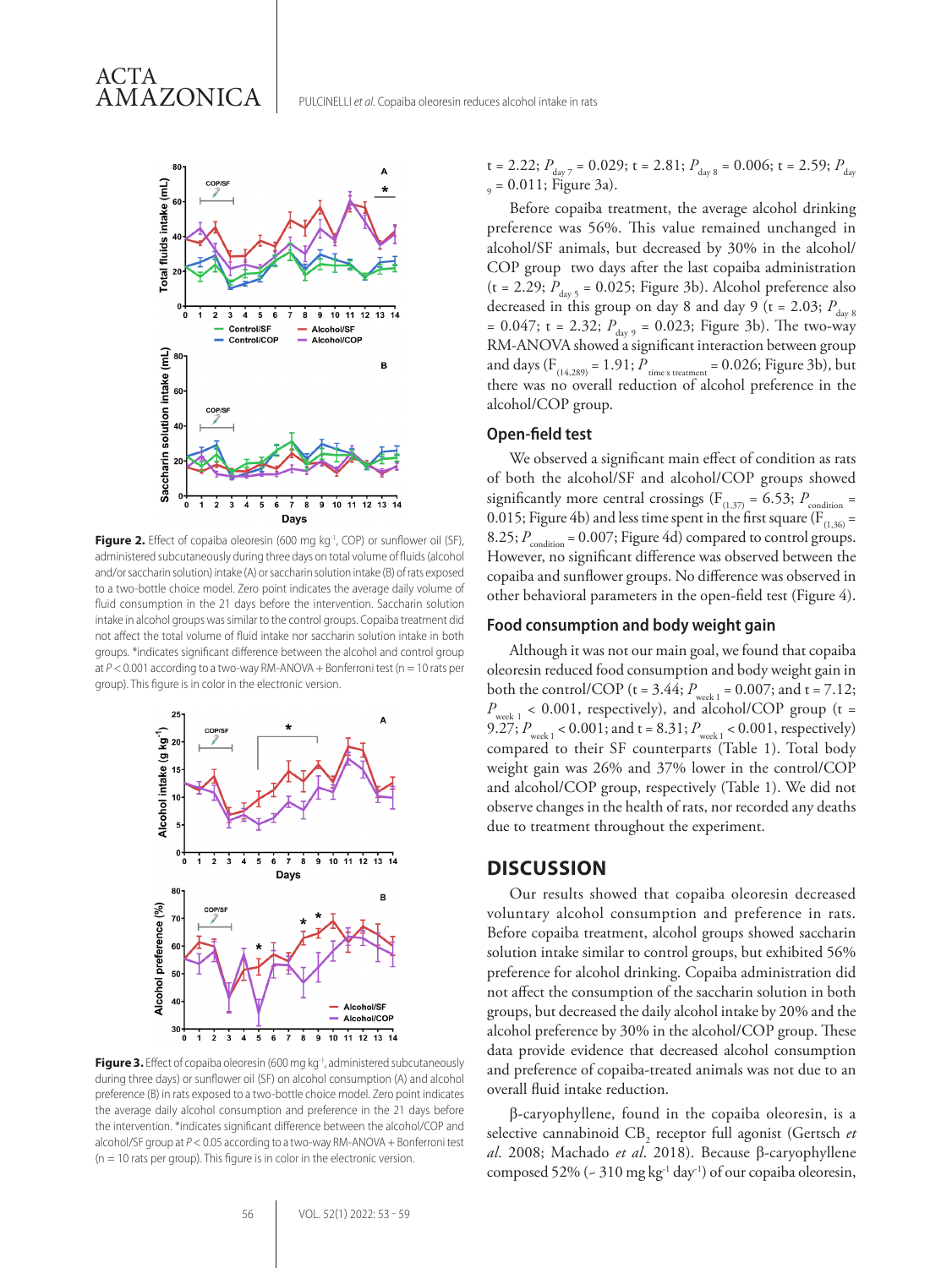**Figure 2.** Effect of copaiba oleoresin (600 mg kg$^{-1}$, COP) or sunflower oil (SF), administered subcutaneously during three days on total volume of fluids (alcohol and/or saccharin solution) intake (A) or saccharin solution intake (B) of rats exposed to a two-bottle choice model. Zero point indicates the average daily volume of fluid consumption in the 21 days before the intervention. Saccharin solution intake in alcohol groups was similar to the control groups. Copaiba treatment did not affect the total volume of fluid intake nor saccharin solution intake in both groups. *indicates significant difference between the alcohol and control group at $P < 0.001$ according to a two-way RM-ANOVA + Bonferroni test (n = 10 rats per group). This figure is in color in the electronic version.

**Figure 3.** Effect of copaiba oleoresin (600 mg kg$^{-1}$, administered subcutaneously during three days) or sunflower oil (SF) on alcohol consumption (A) and alcohol preference (B) in rats exposed to a two-bottle choice model. Zero point indicates the average daily alcohol consumption and preference in the 21 days before the intervention. *indicates significant difference between the alcohol/COP and alcohol/SF group at $P < 0.05$ according to a two-way RM-ANOVA + Bonferroni test (n = 10 rats per group). This figure is in color in the electronic version.

t = 2.22; $P_{day\ 7}$ = 0.029; t = 2.81; $P_{day\ 8}$ = 0.006; t = 2.59; $P_{day\ 9}$ = 0.011; Figure 3a).

Before copaiba treatment, the average alcohol drinking preference was 56%. This value remained unchanged in alcohol/SF animals, but decreased by 30% in the alcohol/COP group two days after the last copaiba administration (t = 2.29; $P_{day\ 5}$ = 0.025; Figure 3b). Alcohol preference also decreased in this group on day 8 and day 9 (t = 2.03; $P_{day\ 8}$ = 0.047; t = 2.32; $P_{day\ 9}$ = 0.023; Figure 3b). The two-way RM-ANOVA showed a significant interaction between group and days ($F_{(14,289)}$ = 1.91; $P_{time\ x\ treatment}$ = 0.026; Figure 3b), but there was no overall reduction of alcohol preference in the alcohol/COP group.

### Open-field test

We observed a significant main effect of condition as rats of both the alcohol/SF and alcohol/COP groups showed significantly more central crossings ($F_{(1,37)}$ = 6.53; $P_{condition}$ = 0.015; Figure 4b) and less time spent in the first square ($F_{(1,36)}$ = 8.25; $P_{condition}$ = 0.007; Figure 4d) compared to control groups. However, no significant difference was observed between the copaiba and sunflower groups. No difference was observed in other behavioral parameters in the open-field test (Figure 4).

### Food consumption and body weight gain

Although it was not our main goal, we found that copaiba oleoresin reduced food consumption and body weight gain in both the control/COP (t = 3.44; $P_{week\ 1}$ = 0.007; and t = 7.12; $P_{week\ 1}$ < 0.001, respectively), and alcohol/COP group (t = 9.27; $P_{week\ 1}$ < 0.001; and t = 8.31; $P_{week\ 1}$ < 0.001, respectively) compared to their SF counterparts (Table 1). Total body weight gain was 26% and 37% lower in the control/COP and alcohol/COP group, respectively (Table 1). We did not observe changes in the health of rats, nor recorded any deaths due to treatment throughout the experiment.

## DISCUSSION

Our results showed that copaiba oleoresin decreased voluntary alcohol consumption and preference in rats. Before copaiba treatment, alcohol groups showed saccharin solution intake similar to control groups, but exhibited 56% preference for alcohol drinking. Copaiba administration did not affect the consumption of the saccharin solution in both groups, but decreased the daily alcohol intake by 20% and the alcohol preference by 30% in the alcohol/COP group. These data provide evidence that decreased alcohol consumption and preference of copaiba-treated animals was not due to an overall fluid intake reduction.

β-caryophyllene, found in the copaiba oleoresin, is a selective cannabinoid $CB_2$ receptor full agonist (Gertsch *et al.* 2008; Machado *et al.* 2018). Because β-caryophyllene composed 52% (~ 310 mg kg$^{-1}$ day$^{-1}$) of our copaiba oleoresin,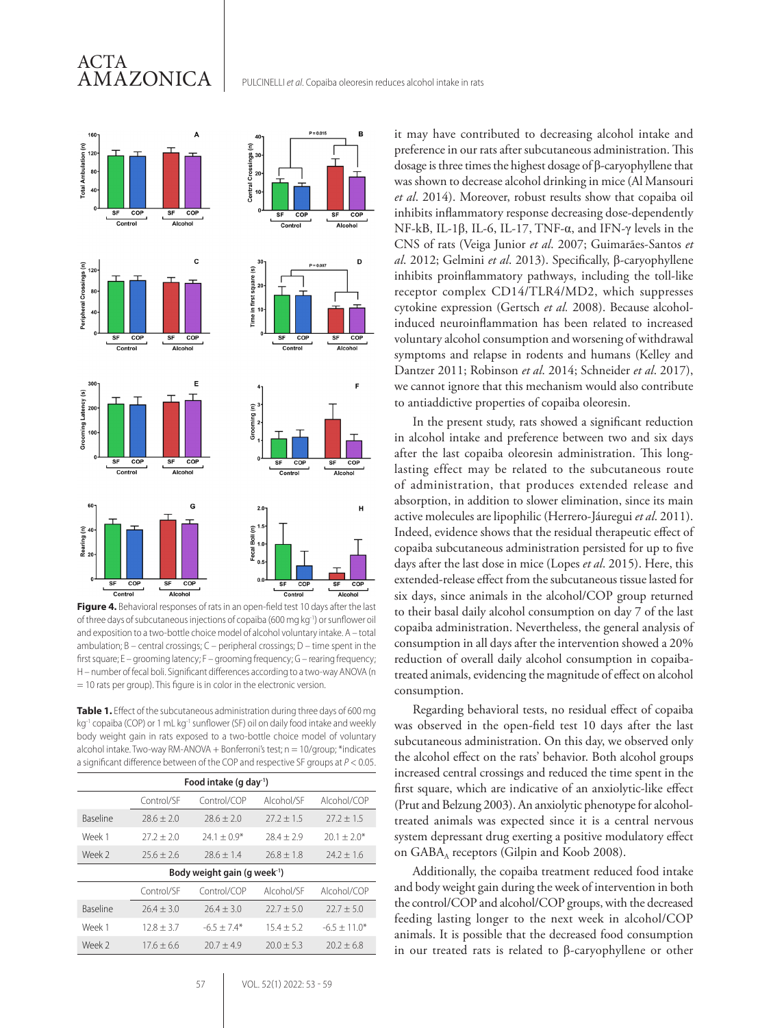**Figure 4.** Behavioral responses of rats in an open-field test 10 days after the last of three days of subcutaneous injections of copaiba (600 mg kg$^{-1}$) or sunflower oil and exposition to a two-bottle choice model of alcohol voluntary intake. A – total ambulation; B – central crossings; C – peripheral crossings; D – time spent in the first square; E – grooming latency; F – grooming frequency; G – rearing frequency; H – number of fecal boli. Significant differences according to a two-way ANOVA (n = 10 rats per group). This figure is in color in the electronic version.

**Table 1.** Effect of the subcutaneous administration during three days of 600 mg kg$^{-1}$ copaiba (COP) or 1 mL kg$^{-1}$ sunflower (SF) oil on daily food intake and weekly body weight gain in rats exposed to a two-bottle choice model of voluntary alcohol intake. Two-way RM-ANOVA + Bonferroni's test; n = 10/group; *indicates a significant difference between of the COP and respective SF groups at $P < 0.05$.

| Food intake (g day$^{-1}$) | | | | |
|---|---|---|---|---|
| | Control/SF | Control/COP | Alcohol/SF | Alcohol/COP |
| Baseline | 28.6 ± 2.0 | 28.6 ± 2.0 | 27.2 ± 1.5 | 27.2 ± 1.5 |
| Week 1 | 27.2 ± 2.0 | 24.1 ± 0.9* | 28.4 ± 2.9 | 20.1 ± 2.0* |
| Week 2 | 25.6 ± 2.6 | 28.6 ± 1.4 | 26.8 ± 1.8 | 24.2 ± 1.6 |
| **Body weight gain (g week$^{-1}$)** | | | | |
| | Control/SF | Control/COP | Alcohol/SF | Alcohol/COP |
| Baseline | 26.4 ± 3.0 | 26.4 ± 3.0 | 22.7 ± 5.0 | 22.7 ± 5.0 |
| Week 1 | 12.8 ± 3.7 | -6.5 ± 7.4* | 15.4 ± 5.2 | -6.5 ± 11.0* |
| Week 2 | 17.6 ± 6.6 | 20.7 ± 4.9 | 20.0 ± 5.3 | 20.2 ± 6.8 |

it may have contributed to decreasing alcohol intake and preference in our rats after subcutaneous administration. This dosage is three times the highest dosage of β-caryophyllene that was shown to decrease alcohol drinking in mice (Al Mansouri *et al*. 2014). Moreover, robust results show that copaiba oil inhibits inflammatory response decreasing dose-dependently NF-kB, IL-1β, IL-6, IL-17, TNF-α, and IFN-γ levels in the CNS of rats (Veiga Junior *et al*. 2007; Guimarães-Santos *et al*. 2012; Gelmini *et al*. 2013). Specifically, β-caryophyllene inhibits proinflammatory pathways, including the toll-like receptor complex CD14/TLR4/MD2, which suppresses cytokine expression (Gertsch *et al.* 2008). Because alcohol-induced neuroinflammation has been related to increased voluntary alcohol consumption and worsening of withdrawal symptoms and relapse in rodents and humans (Kelley and Dantzer 2011; Robinson *et al*. 2014; Schneider *et al*. 2017), we cannot ignore that this mechanism would also contribute to antiaddictive properties of copaiba oleoresin.

In the present study, rats showed a significant reduction in alcohol intake and preference between two and six days after the last copaiba oleoresin administration. This long-lasting effect may be related to the subcutaneous route of administration, that produces extended release and absorption, in addition to slower elimination, since its main active molecules are lipophilic (Herrero-Jáuregui *et al*. 2011). Indeed, evidence shows that the residual therapeutic effect of copaiba subcutaneous administration persisted for up to five days after the last dose in mice (Lopes *et al*. 2015). Here, this extended-release effect from the subcutaneous tissue lasted for six days, since animals in the alcohol/COP group returned to their basal daily alcohol consumption on day 7 of the last copaiba administration. Nevertheless, the general analysis of consumption in all days after the intervention showed a 20% reduction of overall daily alcohol consumption in copaiba-treated animals, evidencing the magnitude of effect on alcohol consumption.

Regarding behavioral tests, no residual effect of copaiba was observed in the open-field test 10 days after the last subcutaneous administration. On this day, we observed only the alcohol effect on the rats' behavior. Both alcohol groups increased central crossings and reduced the time spent in the first square, which are indicative of an anxiolytic-like effect (Prut and Belzung 2003). An anxiolytic phenotype for alcohol-treated animals was expected since it is a central nervous system depressant drug exerting a positive modulatory effect on $GABA_A$ receptors (Gilpin and Koob 2008).

Additionally, the copaiba treatment reduced food intake and body weight gain during the week of intervention in both the control/COP and alcohol/COP groups, with the decreased feeding lasting longer to the next week in alcohol/COP animals. It is possible that the decreased food consumption in our treated rats is related to β-caryophyllene or other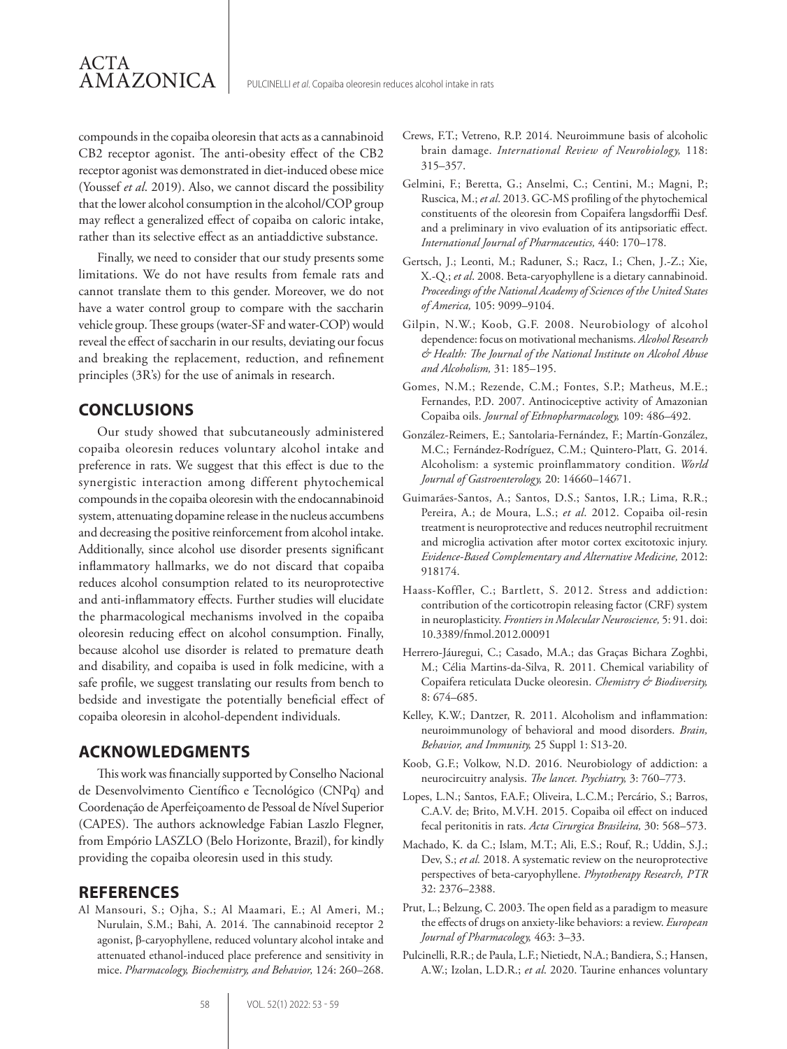compounds in the copaiba oleoresin that acts as a cannabinoid CB2 receptor agonist. The anti-obesity effect of the CB2 receptor agonist was demonstrated in diet-induced obese mice (Youssef *et al*. 2019). Also, we cannot discard the possibility that the lower alcohol consumption in the alcohol/COP group may reflect a generalized effect of copaiba on caloric intake, rather than its selective effect as an antiaddictive substance.

Finally, we need to consider that our study presents some limitations. We do not have results from female rats and cannot translate them to this gender. Moreover, we do not have a water control group to compare with the saccharin vehicle group. These groups (water-SF and water-COP) would reveal the effect of saccharin in our results, deviating our focus and breaking the replacement, reduction, and refinement principles (3R's) for the use of animals in research.

## CONCLUSIONS

Our study showed that subcutaneously administered copaiba oleoresin reduces voluntary alcohol intake and preference in rats. We suggest that this effect is due to the synergistic interaction among different phytochemical compounds in the copaiba oleoresin with the endocannabinoid system, attenuating dopamine release in the nucleus accumbens and decreasing the positive reinforcement from alcohol intake. Additionally, since alcohol use disorder presents significant inflammatory hallmarks, we do not discard that copaiba reduces alcohol consumption related to its neuroprotective and anti-inflammatory effects. Further studies will elucidate the pharmacological mechanisms involved in the copaiba oleoresin reducing effect on alcohol consumption. Finally, because alcohol use disorder is related to premature death and disability, and copaiba is used in folk medicine, with a safe profile, we suggest translating our results from bench to bedside and investigate the potentially beneficial effect of copaiba oleoresin in alcohol-dependent individuals.

## ACKNOWLEDGMENTS

This work was financially supported by Conselho Nacional de Desenvolvimento Científico e Tecnológico (CNPq) and Coordenação de Aperfeiçoamento de Pessoal de Nível Superior (CAPES). The authors acknowledge Fabian Laszlo Flegner, from Empório LASZLO (Belo Horizonte, Brazil), for kindly providing the copaiba oleoresin used in this study.

## REFERENCES

Al Mansouri, S.; Ojha, S.; Al Maamari, E.; Al Ameri, M.; Nurulain, S.M.; Bahi, A. 2014. The cannabinoid receptor 2 agonist, β-caryophyllene, reduced voluntary alcohol intake and attenuated ethanol-induced place preference and sensitivity in mice. *Pharmacology, Biochemistry, and Behavior,* 124: 260–268.

Crews, F.T.; Vetreno, R.P. 2014. Neuroimmune basis of alcoholic brain damage. *International Review of Neurobiology,* 118: 315–357.

Gelmini, F.; Beretta, G.; Anselmi, C.; Centini, M.; Magni, P.; Ruscica, M.; *et al*. 2013. GC-MS profiling of the phytochemical constituents of the oleoresin from Copaifera langsdorffii Desf. and a preliminary in vivo evaluation of its antipsoriatic effect. *International Journal of Pharmaceutics,* 440: 170–178.

Gertsch, J.; Leonti, M.; Raduner, S.; Racz, I.; Chen, J.-Z.; Xie, X.-Q.; *et al*. 2008. Beta-caryophyllene is a dietary cannabinoid. *Proceedings of the National Academy of Sciences of the United States of America,* 105: 9099–9104.

Gilpin, N.W.; Koob, G.F. 2008. Neurobiology of alcohol dependence: focus on motivational mechanisms. *Alcohol Research & Health: The Journal of the National Institute on Alcohol Abuse and Alcoholism,* 31: 185–195.

Gomes, N.M.; Rezende, C.M.; Fontes, S.P.; Matheus, M.E.; Fernandes, P.D. 2007. Antinociceptive activity of Amazonian Copaiba oils. *Journal of Ethnopharmacology,* 109: 486–492.

González-Reimers, E.; Santolaria-Fernández, F.; Martín-González, M.C.; Fernández-Rodríguez, C.M.; Quintero-Platt, G. 2014. Alcoholism: a systemic proinflammatory condition. *World Journal of Gastroenterology,* 20: 14660–14671.

Guimarães-Santos, A.; Santos, D.S.; Santos, I.R.; Lima, R.R.; Pereira, A.; de Moura, L.S.; *et al*. 2012. Copaiba oil-resin treatment is neuroprotective and reduces neutrophil recruitment and microglia activation after motor cortex excitotoxic injury. *Evidence-Based Complementary and Alternative Medicine,* 2012: 918174.

Haass-Koffler, C.; Bartlett, S. 2012. Stress and addiction: contribution of the corticotropin releasing factor (CRF) system in neuroplasticity. *Frontiers in Molecular Neuroscience,* 5: 91. doi: 10.3389/fnmol.2012.00091

Herrero-Jáuregui, C.; Casado, M.A.; das Graças Bichara Zoghbi, M.; Célia Martins-da-Silva, R. 2011. Chemical variability of Copaifera reticulata Ducke oleoresin. *Chemistry & Biodiversity,* 8: 674–685.

Kelley, K.W.; Dantzer, R. 2011. Alcoholism and inflammation: neuroimmunology of behavioral and mood disorders. *Brain, Behavior, and Immunity,* 25 Suppl 1: S13-20.

Koob, G.F.; Volkow, N.D. 2016. Neurobiology of addiction: a neurocircuitry analysis. *The lancet. Psychiatry,* 3: 760–773.

Lopes, L.N.; Santos, F.A.F.; Oliveira, L.C.M.; Percário, S.; Barros, C.A.V. de; Brito, M.V.H. 2015. Copaiba oil effect on induced fecal peritonitis in rats. *Acta Cirurgica Brasileira,* 30: 568–573.

Machado, K. da C.; Islam, M.T.; Ali, E.S.; Rouf, R.; Uddin, S.J.; Dev, S.; *et al.* 2018. A systematic review on the neuroprotective perspectives of beta-caryophyllene. *Phytotherapy Research, PTR* 32: 2376–2388.

Prut, L.; Belzung, C. 2003. The open field as a paradigm to measure the effects of drugs on anxiety-like behaviors: a review. *European Journal of Pharmacology,* 463: 3–33.

Pulcinelli, R.R.; de Paula, L.F.; Nietiedt, N.A.; Bandiera, S.; Hansen, A.W.; Izolan, L.D.R.; *et al.* 2020. Taurine enhances voluntary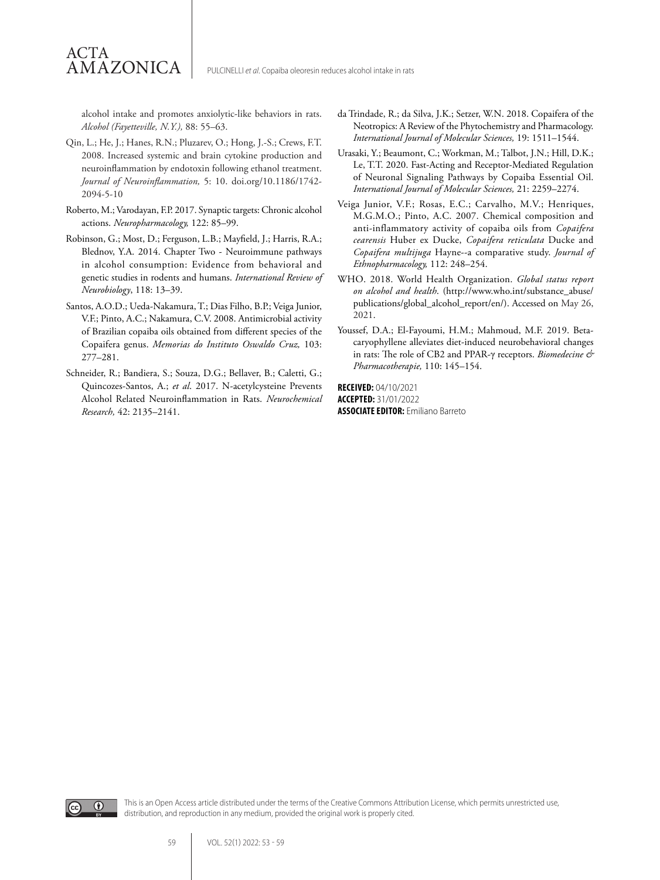alcohol intake and promotes anxiolytic-like behaviors in rats. *Alcohol (Fayetteville, N.Y.),* 88: 55–63.

Qin, L.; He, J.; Hanes, R.N.; Pluzarev, O.; Hong, J.-S.; Crews, F.T. 2008. Increased systemic and brain cytokine production and neuroinflammation by endotoxin following ethanol treatment. *Journal of Neuroinflammation,* 5: 10. doi.org/10.1186/1742-2094-5-10

Roberto, M.; Varodayan, F.P. 2017. Synaptic targets: Chronic alcohol actions. *Neuropharmacology,* 122: 85–99.

Robinson, G.; Most, D.; Ferguson, L.B.; Mayfield, J.; Harris, R.A.; Blednov, Y.A. 2014. Chapter Two - Neuroimmune pathways in alcohol consumption: Evidence from behavioral and genetic studies in rodents and humans. *International Review of Neurobiology*, 118: 13–39.

Santos, A.O.D.; Ueda-Nakamura, T.; Dias Filho, B.P.; Veiga Junior, V.F.; Pinto, A.C.; Nakamura, C.V. 2008. Antimicrobial activity of Brazilian copaiba oils obtained from different species of the Copaifera genus. *Memorias do Instituto Oswaldo Cruz,* 103: 277–281.

Schneider, R.; Bandiera, S.; Souza, D.G.; Bellaver, B.; Caletti, G.; Quincozes-Santos, A.; *et al*. 2017. N-acetylcysteine Prevents Alcohol Related Neuroinflammation in Rats. *Neurochemical Research,* 42: 2135–2141.

da Trindade, R.; da Silva, J.K.; Setzer, W.N. 2018. Copaifera of the Neotropics: A Review of the Phytochemistry and Pharmacology. *International Journal of Molecular Sciences,* 19: 1511–1544.

Urasaki, Y.; Beaumont, C.; Workman, M.; Talbot, J.N.; Hill, D.K.; Le, T.T. 2020. Fast-Acting and Receptor-Mediated Regulation of Neuronal Signaling Pathways by Copaiba Essential Oil. *International Journal of Molecular Sciences,* 21: 2259–2274.

Veiga Junior, V.F.; Rosas, E.C.; Carvalho, M.V.; Henriques, M.G.M.O.; Pinto, A.C. 2007. Chemical composition and anti-inflammatory activity of copaiba oils from *Copaifera cearensis* Huber ex Ducke, *Copaifera reticulata* Ducke and *Copaifera multijuga* Hayne--a comparative study. *Journal of Ethnopharmacology,* 112: 248–254.

WHO. 2018. World Health Organization. *Global status report on alcohol and health*. (http://www.who.int/substance_abuse/publications/global_alcohol_report/en/). Accessed on May 26, 2021.

Youssef, D.A.; El-Fayoumi, H.M.; Mahmoud, M.F. 2019. Beta-caryophyllene alleviates diet-induced neurobehavioral changes in rats: The role of CB2 and PPAR-γ receptors. *Biomedecine & Pharmacotherapie,* 110: 145–154.

**RECEIVED:** 04/10/2021
**ACCEPTED:** 31/01/2022
**ASSOCIATE EDITOR:** Emiliano Barreto

This is an Open Access article distributed under the terms of the Creative Commons Attribution License, which permits unrestricted use, distribution, and reproduction in any medium, provided the original work is properly cited.